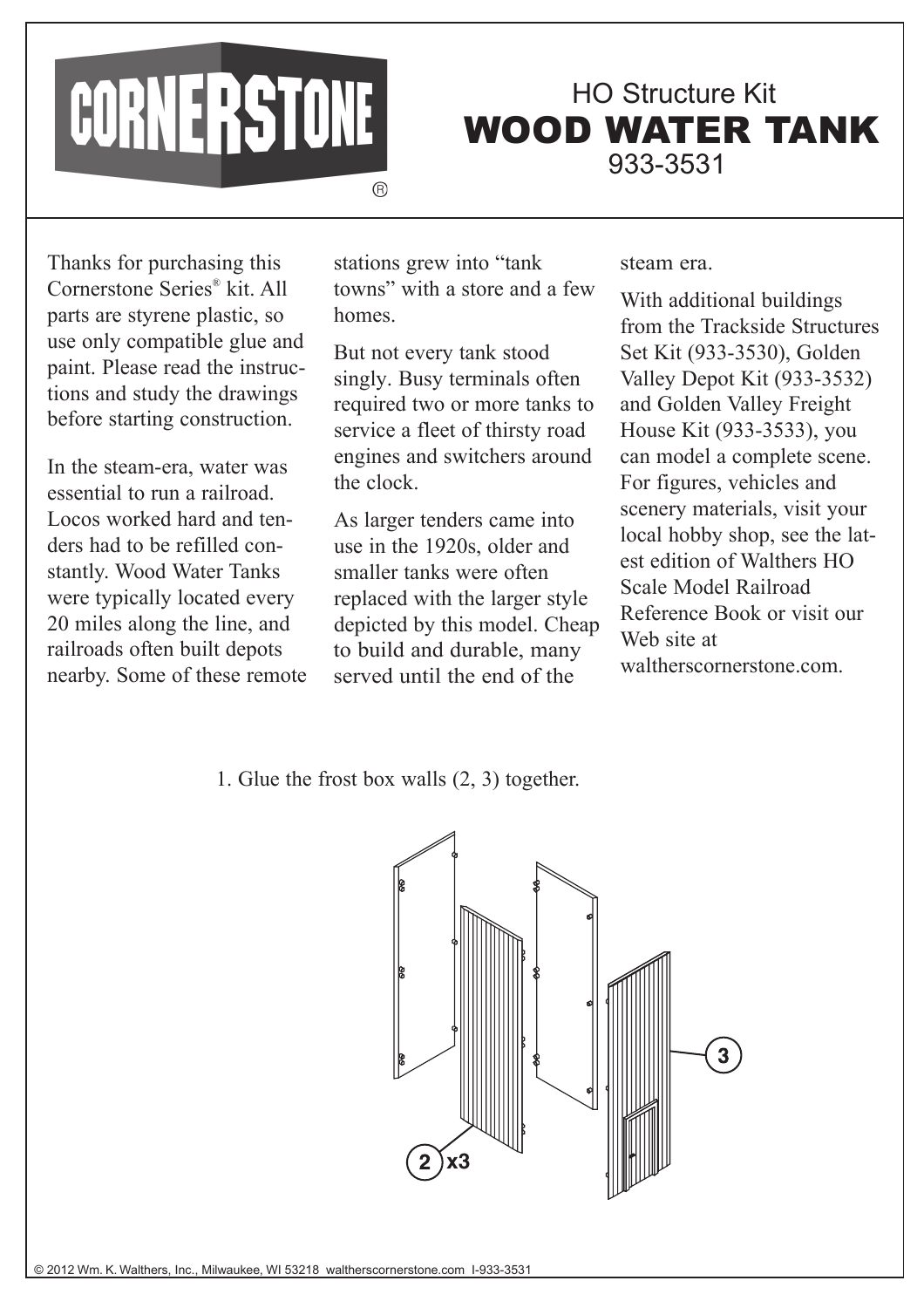CORNERSTONE®

HO Structure Kit

# WOOD WATER TANK

933-3531

Thanks for purchasing this Cornerstone Series® kit. All parts are styrene plastic, so use only compatible glue and paint. Please read the instructions and study the drawings before starting construction.

In the steam-era, water was essential to run a railroad. Locos worked hard and tenders had to be refilled constantly. Wood Water Tanks were typically located every 20 miles along the line, and railroads often built depots nearby. Some of these remote stations grew into "tank towns" with a store and a few homes.

But not every tank stood singly. Busy terminals often required two or more tanks to service a fleet of thirsty road engines and switchers around the clock.

As larger tenders came into use in the 1920s, older and smaller tanks were often replaced with the larger style depicted by this model. Cheap to build and durable, many served until the end of the steam era.

With additional buildings from the Trackside Structures Set Kit (933-3530), Golden Valley Depot Kit (933-3532) and Golden Valley Freight House Kit (933-3533), you can model a complete scene. For figures, vehicles and scenery materials, visit your local hobby shop, see the latest edition of Walthers HO Scale Model Railroad Reference Book or visit our Web site at waltherscornerstone.com.

1. Glue the frost box walls (2, 3) together.

2 x3

3

© 2012 Wm. K. Walthers, Inc., Milwaukee, WI 53218 waltherscornerstone.com I-933-3531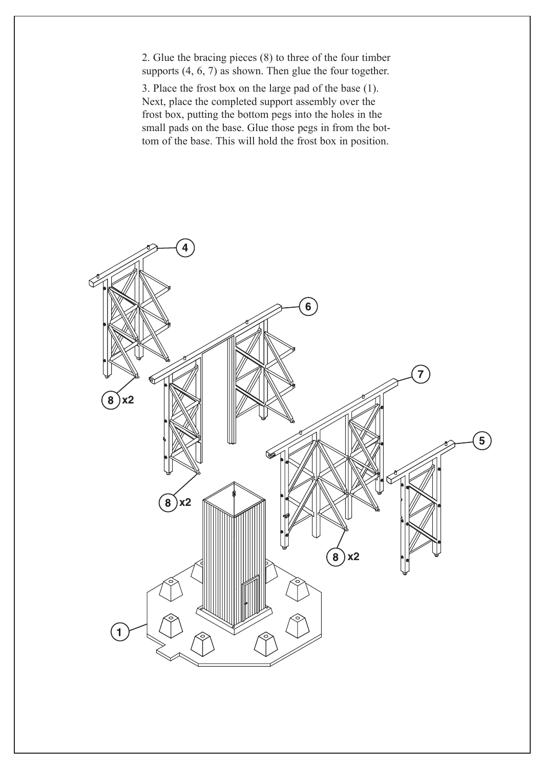2. Glue the bracing pieces (8) to three of the four timber supports (4, 6, 7) as shown. Then glue the four together.

3. Place the frost box on the large pad of the base (1). Next, place the completed support assembly over the frost box, putting the bottom pegs into the holes in the small pads on the base. Glue those pegs in from the bottom of the base. This will hold the frost box in position.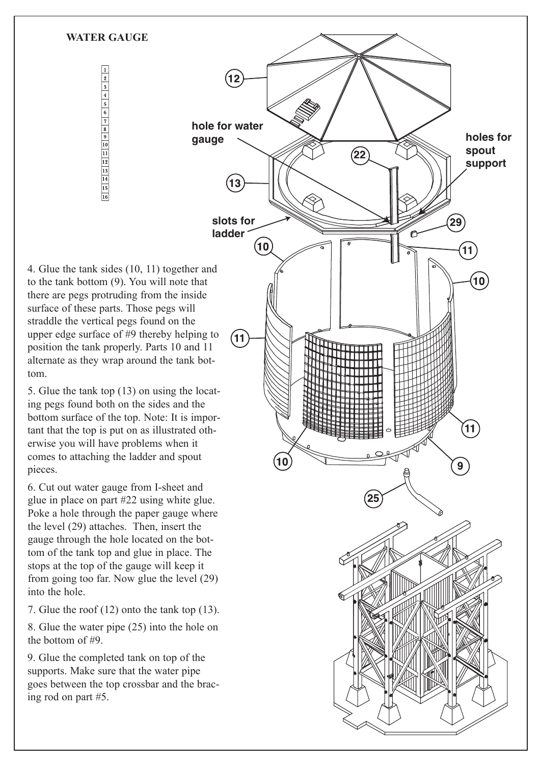**WATER GAUGE**

4. Glue the tank sides (10, 11) together and to the tank bottom (9). You will note that there are pegs protruding from the inside surface of these parts. Those pegs will straddle the vertical pegs found on the upper edge surface of #9 thereby helping to position the tank properly. Parts 10 and 11 alternate as they wrap around the tank bottom.

5. Glue the tank top (13) on using the locating pegs found both on the sides and the bottom surface of the top. Note: It is important that the top is put on as illustrated otherwise you will have problems when it comes to attaching the ladder and spout pieces.

6. Cut out water gauge from I-sheet and glue in place on part #22 using white glue. Poke a hole through the paper gauge where the level (29) attaches. Then, insert the gauge through the hole located on the bottom of the tank top and glue in place. The stops at the top of the gauge will keep it from going too far. Now glue the level (29) into the hole.

7. Glue the roof (12) onto the tank top (13).

8. Glue the water pipe (25) into the hole on the bottom of #9.

9. Glue the completed tank on top of the supports. Make sure that the water pipe goes between the top crossbar and the bracing rod on part #5.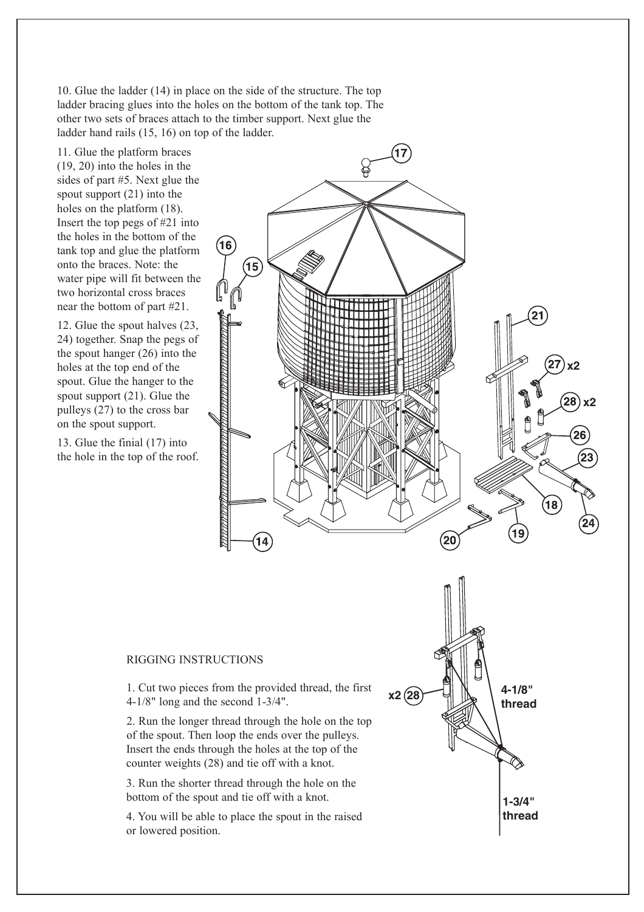10. Glue the ladder (14) in place on the side of the structure. The top ladder bracing glues into the holes on the bottom of the tank top. The other two sets of braces attach to the timber support. Next glue the ladder hand rails (15, 16) on top of the ladder.

11. Glue the platform braces (19, 20) into the holes in the sides of part #5. Next glue the spout support (21) into the holes on the platform (18). Insert the top pegs of #21 into the holes in the bottom of the tank top and glue the platform onto the braces. Note: the water pipe will fit between the two horizontal cross braces near the bottom of part #21.

12. Glue the spout halves (23, 24) together. Snap the pegs of the spout hanger (26) into the holes at the top end of the spout. Glue the hanger to the spout support (21). Glue the pulleys (27) to the cross bar on the spout support.

13. Glue the finial (17) into the hole in the top of the roof.

17

16

15

21

27 x2

28 x2

26

23

18

24

19

20

14

## RIGGING INSTRUCTIONS

1. Cut two pieces from the provided thread, the first 4-1/8" long and the second 1-3/4".

2. Run the longer thread through the hole on the top of the spout. Then loop the ends over the pulleys. Insert the ends through the holes at the top of the counter weights (28) and tie off with a knot.

3. Run the shorter thread through the hole on the bottom of the spout and tie off with a knot.

4. You will be able to place the spout in the raised or lowered position.

x2 28

4-1/8" thread

1-3/4" thread